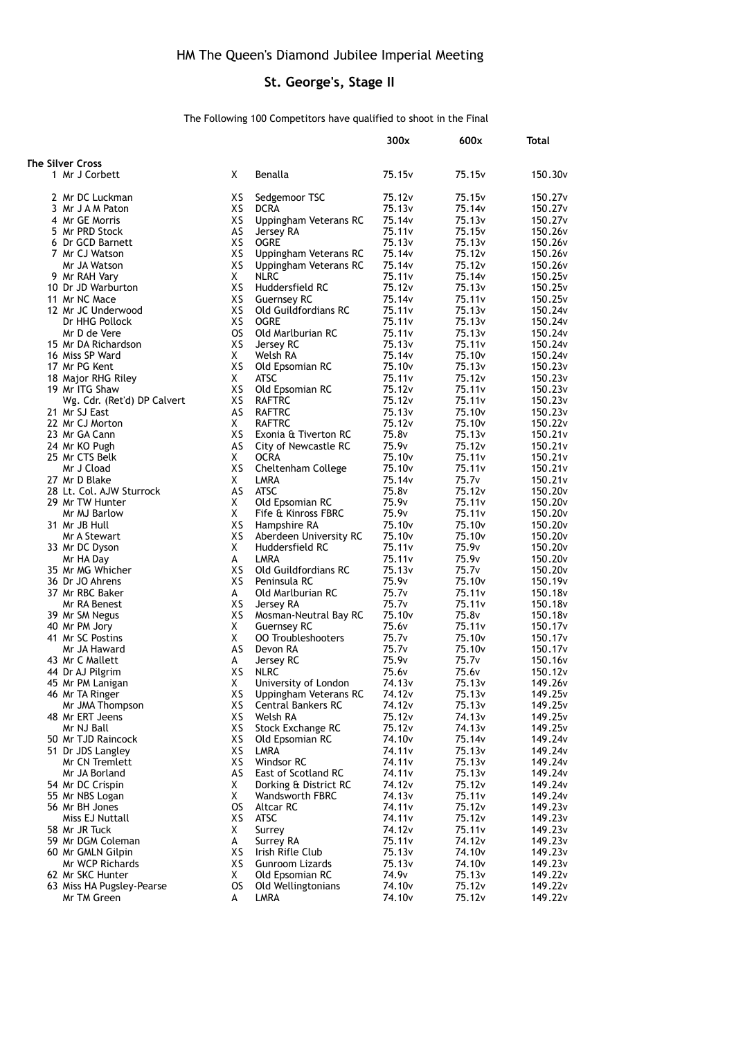# HM The Queen's Diamond Jubilee Imperial Meeting

## St. George's, Stage II

The Following 100 Competitors have qualified to shoot in the Final

| | | | | 300x | 600x | Total |
|---|---|---|---|---|---|---|
| **The Silver Cross** | | | | | | |
| 1 | Mr J Corbett | X | Benalla | 75.15v | 75.15v | 150.30v |
| 2 | Mr DC Luckman | XS | Sedgemoor TSC | 75.12v | 75.15v | 150.27v |
| 3 | Mr J A M Paton | XS | DCRA | 75.13v | 75.14v | 150.27v |
| 4 | Mr GE Morris | XS | Uppingham Veterans RC | 75.14v | 75.13v | 150.27v |
| 5 | Mr PRD Stock | AS | Jersey RA | 75.11v | 75.15v | 150.26v |
| 6 | Dr GCD Barnett | XS | OGRE | 75.13v | 75.13v | 150.26v |
| 7 | Mr CJ Watson | XS | Uppingham Veterans RC | 75.14v | 75.12v | 150.26v |
| | Mr JA Watson | XS | Uppingham Veterans RC | 75.14v | 75.12v | 150.26v |
| 9 | Mr RAH Vary | X | NLRC | 75.11v | 75.14v | 150.25v |
| 10 | Dr JD Warburton | XS | Huddersfield RC | 75.12v | 75.13v | 150.25v |
| 11 | Mr NC Mace | XS | Guernsey RC | 75.14v | 75.11v | 150.25v |
| 12 | Mr JC Underwood | XS | Old Guildfordians RC | 75.11v | 75.13v | 150.24v |
| | Dr HHG Pollock | XS | OGRE | 75.11v | 75.13v | 150.24v |
| | Mr D de Vere | OS | Old Marlburian RC | 75.11v | 75.13v | 150.24v |
| 15 | Mr DA Richardson | XS | Jersey RC | 75.13v | 75.11v | 150.24v |
| 16 | Miss SP Ward | X | Welsh RA | 75.14v | 75.10v | 150.24v |
| 17 | Mr PG Kent | XS | Old Epsomian RC | 75.10v | 75.13v | 150.23v |
| 18 | Major RHG Riley | X | ATSC | 75.11v | 75.12v | 150.23v |
| 19 | Mr ITG Shaw | XS | Old Epsomian RC | 75.12v | 75.11v | 150.23v |
| | Wg. Cdr. (Ret'd) DP Calvert | XS | RAFTRC | 75.12v | 75.11v | 150.23v |
| 21 | Mr SJ East | AS | RAFTRC | 75.13v | 75.10v | 150.23v |
| 22 | Mr CJ Morton | X | RAFTRC | 75.12v | 75.10v | 150.22v |
| 23 | Mr GA Cann | XS | Exonia & Tiverton RC | 75.8v | 75.13v | 150.21v |
| 24 | Mr KO Pugh | AS | City of Newcastle RC | 75.9v | 75.12v | 150.21v |
| 25 | Mr CTS Belk | X | OCRA | 75.10v | 75.11v | 150.21v |
| | Mr J Cload | XS | Cheltenham College | 75.10v | 75.11v | 150.21v |
| 27 | Mr D Blake | X | LMRA | 75.14v | 75.7v | 150.21v |
| 28 | Lt. Col. AJW Sturrock | AS | ATSC | 75.8v | 75.12v | 150.20v |
| 29 | Mr TW Hunter | X | Old Epsomian RC | 75.9v | 75.11v | 150.20v |
| | Mr MJ Barlow | X | Fife & Kinross FBRC | 75.9v | 75.11v | 150.20v |
| 31 | Mr JB Hull | XS | Hampshire RA | 75.10v | 75.10v | 150.20v |
| | Mr A Stewart | XS | Aberdeen University RC | 75.10v | 75.10v | 150.20v |
| 33 | Mr DC Dyson | X | Huddersfield RC | 75.11v | 75.9v | 150.20v |
| | Mr HA Day | A | LMRA | 75.11v | 75.9v | 150.20v |
| 35 | Mr MG Whicher | XS | Old Guildfordians RC | 75.13v | 75.7v | 150.20v |
| 36 | Dr JO Ahrens | XS | Peninsula RC | 75.9v | 75.10v | 150.19v |
| 37 | Mr RBC Baker | A | Old Marlburian RC | 75.7v | 75.11v | 150.18v |
| | Mr RA Benest | XS | Jersey RA | 75.7v | 75.11v | 150.18v |
| 39 | Mr SM Negus | XS | Mosman-Neutral Bay RC | 75.10v | 75.8v | 150.18v |
| 40 | Mr PM Jory | X | Guernsey RC | 75.6v | 75.11v | 150.17v |
| 41 | Mr SC Postins | X | OO Troubleshooters | 75.7v | 75.10v | 150.17v |
| | Mr JA Haward | AS | Devon RA | 75.7v | 75.10v | 150.17v |
| 43 | Mr C Mallett | A | Jersey RC | 75.9v | 75.7v | 150.16v |
| 44 | Dr AJ Pilgrim | XS | NLRC | 75.6v | 75.6v | 150.12v |
| 45 | Mr PM Lanigan | X | University of London | 74.13v | 75.13v | 149.26v |
| 46 | Mr TA Ringer | XS | Uppingham Veterans RC | 74.12v | 75.13v | 149.25v |
| | Mr JMA Thompson | XS | Central Bankers RC | 74.12v | 75.13v | 149.25v |
| 48 | Mr ERT Jeens | XS | Welsh RA | 75.12v | 74.13v | 149.25v |
| | Mr NJ Ball | XS | Stock Exchange RC | 75.12v | 74.13v | 149.25v |
| 50 | Mr TJD Raincock | XS | Old Epsomian RC | 74.10v | 75.14v | 149.24v |
| 51 | Dr JDS Langley | XS | LMRA | 74.11v | 75.13v | 149.24v |
| | Mr CN Tremlett | XS | Windsor RC | 74.11v | 75.13v | 149.24v |
| | Mr JA Borland | AS | East of Scotland RC | 74.11v | 75.13v | 149.24v |
| 54 | Mr DC Crispin | X | Dorking & District RC | 74.12v | 75.12v | 149.24v |
| 55 | Mr NBS Logan | X | Wandsworth FBRC | 74.13v | 75.11v | 149.24v |
| 56 | Mr BH Jones | OS | Altcar RC | 74.11v | 75.12v | 149.23v |
| | Miss EJ Nuttall | XS | ATSC | 74.11v | 75.12v | 149.23v |
| 58 | Mr JR Tuck | X | Surrey | 74.12v | 75.11v | 149.23v |
| 59 | Mr DGM Coleman | A | Surrey RA | 75.11v | 74.12v | 149.23v |
| 60 | Mr GMLN Gilpin | XS | Irish Rifle Club | 75.13v | 74.10v | 149.23v |
| | Mr WCP Richards | XS | Gunroom Lizards | 75.13v | 74.10v | 149.23v |
| 62 | Mr SKC Hunter | X | Old Epsomian RC | 74.9v | 75.13v | 149.22v |
| 63 | Miss HA Pugsley-Pearse | OS | Old Wellingtonians | 74.10v | 75.12v | 149.22v |
| | Mr TM Green | A | LMRA | 74.10v | 75.12v | 149.22v |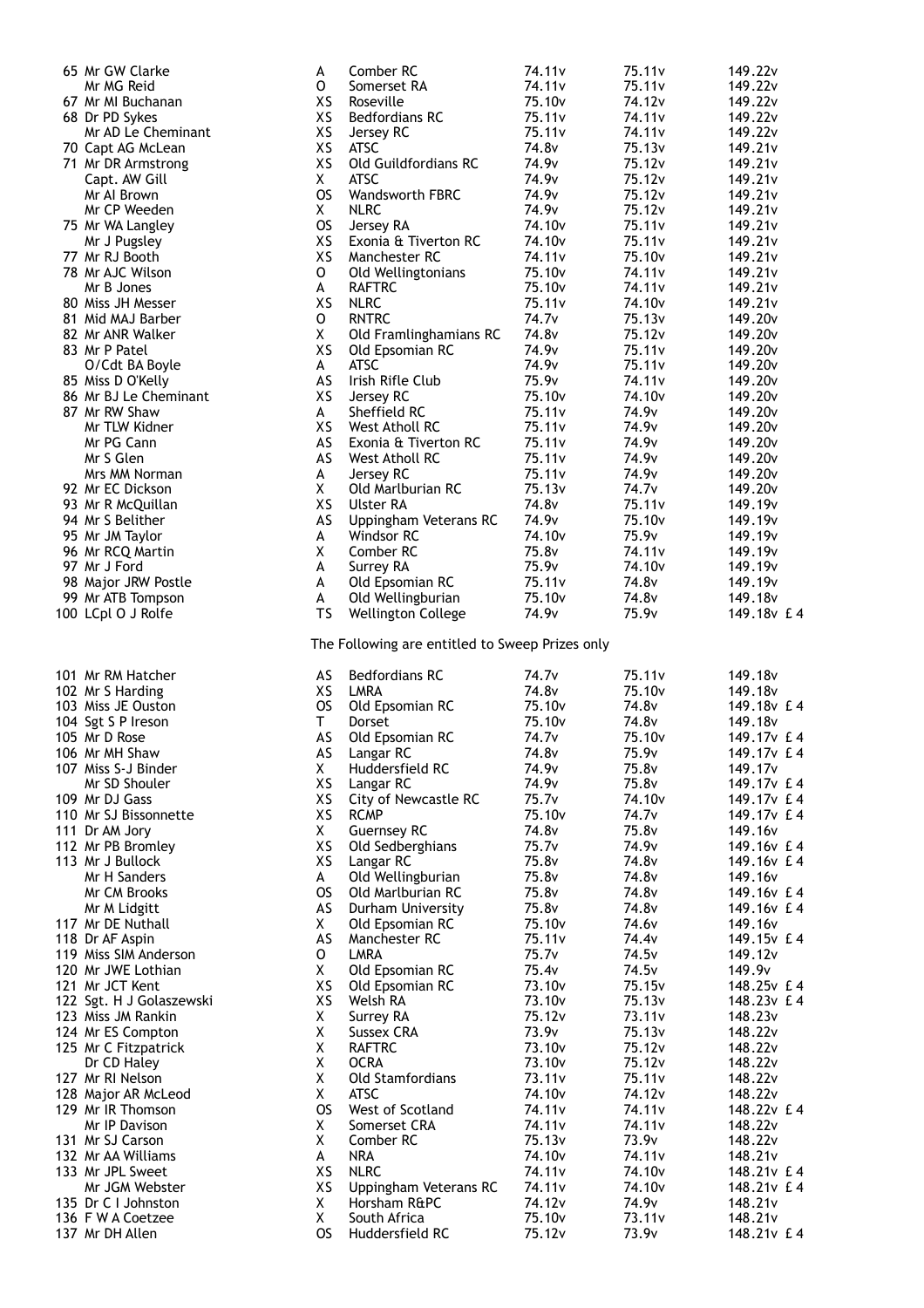| Pos | Name | Class | Club | Score 1 | Score 2 | Total | Prize |
|---|---|---|---|---|---|---|---|
| 65 | Mr GW Clarke | A | Comber RC | 74.11v | 75.11v | 149.22v | |
| | Mr MG Reid | O | Somerset RA | 74.11v | 75.11v | 149.22v | |
| 67 | Mr MI Buchanan | XS | Roseville | 75.10v | 74.12v | 149.22v | |
| 68 | Dr PD Sykes | XS | Bedfordians RC | 75.11v | 74.11v | 149.22v | |
| | Mr AD Le Cheminant | XS | Jersey RC | 75.11v | 74.11v | 149.22v | |
| 70 | Capt AG McLean | XS | ATSC | 74.8v | 75.13v | 149.21v | |
| 71 | Mr DR Armstrong | XS | Old Guildfordians RC | 74.9v | 75.12v | 149.21v | |
| | Capt. AW Gill | X | ATSC | 74.9v | 75.12v | 149.21v | |
| | Mr AI Brown | OS | Wandsworth FBRC | 74.9v | 75.12v | 149.21v | |
| | Mr CP Weeden | X | NLRC | 74.9v | 75.12v | 149.21v | |
| 75 | Mr WA Langley | OS | Jersey RA | 74.10v | 75.11v | 149.21v | |
| | Mr J Pugsley | XS | Exonia & Tiverton RC | 74.10v | 75.11v | 149.21v | |
| 77 | Mr RJ Booth | XS | Manchester RC | 74.11v | 75.10v | 149.21v | |
| 78 | Mr AJC Wilson | O | Old Wellingtonians | 75.10v | 74.11v | 149.21v | |
| | Mr B Jones | A | RAFTRC | 75.10v | 74.11v | 149.21v | |
| 80 | Miss JH Messer | XS | NLRC | 75.11v | 74.10v | 149.21v | |
| 81 | Mid MAJ Barber | O | RNTRC | 74.7v | 75.13v | 149.20v | |
| 82 | Mr ANR Walker | X | Old Framlinghamians RC | 74.8v | 75.12v | 149.20v | |
| 83 | Mr P Patel | XS | Old Epsomian RC | 74.9v | 75.11v | 149.20v | |
| | O/Cdt BA Boyle | A | ATSC | 74.9v | 75.11v | 149.20v | |
| 85 | Miss D O'Kelly | AS | Irish Rifle Club | 75.9v | 74.11v | 149.20v | |
| 86 | Mr BJ Le Cheminant | XS | Jersey RC | 75.10v | 74.10v | 149.20v | |
| 87 | Mr RW Shaw | A | Sheffield RC | 75.11v | 74.9v | 149.20v | |
| | Mr TLW Kidner | XS | West Atholl RC | 75.11v | 74.9v | 149.20v | |
| | Mr PG Cann | AS | Exonia & Tiverton RC | 75.11v | 74.9v | 149.20v | |
| | Mr S Glen | AS | West Atholl RC | 75.11v | 74.9v | 149.20v | |
| | Mrs MM Norman | A | Jersey RC | 75.11v | 74.9v | 149.20v | |
| 92 | Mr EC Dickson | X | Old Marlburian RC | 75.13v | 74.7v | 149.20v | |
| 93 | Mr R McQuillan | XS | Ulster RA | 74.8v | 75.11v | 149.19v | |
| 94 | Mr S Belither | AS | Uppingham Veterans RC | 74.9v | 75.10v | 149.19v | |
| 95 | Mr JM Taylor | A | Windsor RC | 74.10v | 75.9v | 149.19v | |
| 96 | Mr RCQ Martin | X | Comber RC | 75.8v | 74.11v | 149.19v | |
| 97 | Mr J Ford | A | Surrey RA | 75.9v | 74.10v | 149.19v | |
| 98 | Major JRW Postle | A | Old Epsomian RC | 75.11v | 74.8v | 149.19v | |
| 99 | Mr ATB Tompson | A | Old Wellingburian | 75.10v | 74.8v | 149.18v | |
| 100 | LCpl O J Rolfe | TS | Wellington College | 74.9v | 75.9v | 149.18v | £ 4 |

The Following are entitled to Sweep Prizes only

| Pos | Name | Class | Club | Score 1 | Score 2 | Total | Prize |
|---|---|---|---|---|---|---|---|
| 101 | Mr RM Hatcher | AS | Bedfordians RC | 74.7v | 75.11v | 149.18v | |
| 102 | Mr S Harding | XS | LMRA | 74.8v | 75.10v | 149.18v | |
| 103 | Miss JE Ouston | OS | Old Epsomian RC | 75.10v | 74.8v | 149.18v | £ 4 |
| 104 | Sgt S P Ireson | T | Dorset | 75.10v | 74.8v | 149.18v | |
| 105 | Mr D Rose | AS | Old Epsomian RC | 74.7v | 75.10v | 149.17v | £ 4 |
| 106 | Mr MH Shaw | AS | Langar RC | 74.8v | 75.9v | 149.17v | £ 4 |
| 107 | Miss S-J Binder | X | Huddersfield RC | 74.9v | 75.8v | 149.17v | |
| | Mr SD Shouler | XS | Langar RC | 74.9v | 75.8v | 149.17v | £ 4 |
| 109 | Mr DJ Gass | XS | City of Newcastle RC | 75.7v | 74.10v | 149.17v | £ 4 |
| 110 | Mr SJ Bissonnette | XS | RCMP | 75.10v | 74.7v | 149.17v | £ 4 |
| 111 | Dr AM Jory | X | Guernsey RC | 74.8v | 75.8v | 149.16v | |
| 112 | Mr PB Bromley | XS | Old Sedberghians | 75.7v | 74.9v | 149.16v | £ 4 |
| 113 | Mr J Bullock | XS | Langar RC | 75.8v | 74.8v | 149.16v | £ 4 |
| | Mr H Sanders | A | Old Wellingburian | 75.8v | 74.8v | 149.16v | |
| | Mr CM Brooks | OS | Old Marlburian RC | 75.8v | 74.8v | 149.16v | £ 4 |
| | Mr M Lidgitt | AS | Durham University | 75.8v | 74.8v | 149.16v | £ 4 |
| 117 | Mr DE Nuthall | X | Old Epsomian RC | 75.10v | 74.6v | 149.16v | |
| 118 | Dr AF Aspin | AS | Manchester RC | 75.11v | 74.4v | 149.15v | £ 4 |
| 119 | Miss SIM Anderson | O | LMRA | 75.7v | 74.5v | 149.12v | |
| 120 | Mr JWE Lothian | X | Old Epsomian RC | 75.4v | 74.5v | 149.9v | |
| 121 | Mr JCT Kent | XS | Old Epsomian RC | 73.10v | 75.15v | 148.25v | £ 4 |
| 122 | Sgt. H J Golaszewski | XS | Welsh RA | 73.10v | 75.13v | 148.23v | £ 4 |
| 123 | Miss JM Rankin | X | Surrey RA | 75.12v | 73.11v | 148.23v | |
| 124 | Mr ES Compton | X | Sussex CRA | 73.9v | 75.13v | 148.22v | |
| 125 | Mr C Fitzpatrick | X | RAFTRC | 73.10v | 75.12v | 148.22v | |
| | Dr CD Haley | X | OCRA | 73.10v | 75.12v | 148.22v | |
| 127 | Mr RI Nelson | X | Old Stamfordians | 73.11v | 75.11v | 148.22v | |
| 128 | Major AR McLeod | X | ATSC | 74.10v | 74.12v | 148.22v | |
| 129 | Mr IR Thomson | OS | West of Scotland | 74.11v | 74.11v | 148.22v | £ 4 |
| | Mr IP Davison | X | Somerset CRA | 74.11v | 74.11v | 148.22v | |
| 131 | Mr SJ Carson | X | Comber RC | 75.13v | 73.9v | 148.22v | |
| 132 | Mr AA Williams | A | NRA | 74.10v | 74.11v | 148.21v | |
| 133 | Mr JPL Sweet | XS | NLRC | 74.11v | 74.10v | 148.21v | £ 4 |
| | Mr JGM Webster | XS | Uppingham Veterans RC | 74.11v | 74.10v | 148.21v | £ 4 |
| 135 | Dr C I Johnston | X | Horsham R&PC | 74.12v | 74.9v | 148.21v | |
| 136 | F W A Coetzee | X | South Africa | 75.10v | 73.11v | 148.21v | |
| 137 | Mr DH Allen | OS | Huddersfield RC | 75.12v | 73.9v | 148.21v | £ 4 |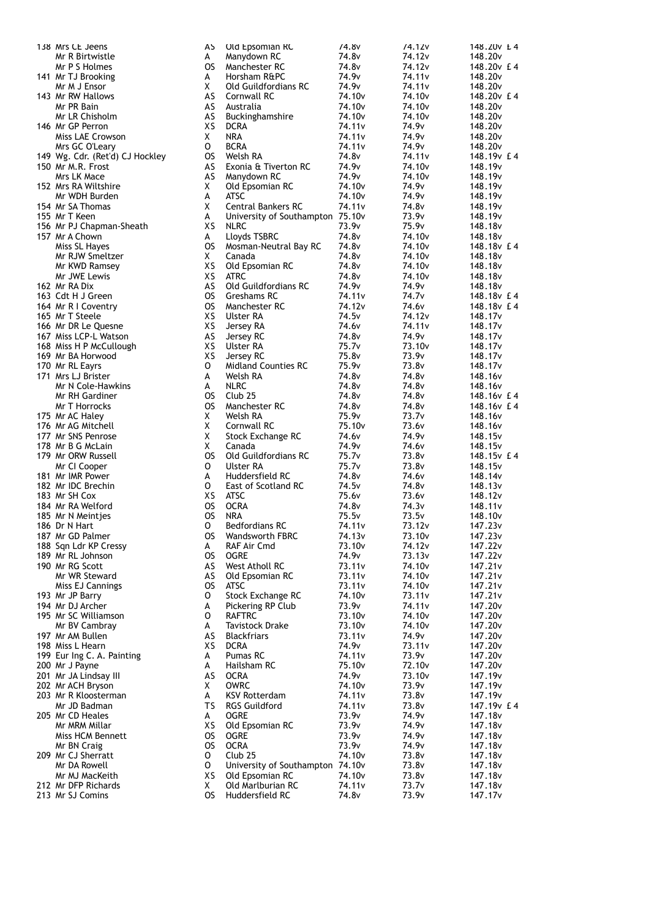| | | | | | | |
|---|---|---|---|---|---|---|
| 138 | Mrs CE Jeens | AS | Old Epsomian RC | 74.8v | 74.12v | 148.20v £ 4 |
| | Mr R Birtwistle | A | Manydown RC | 74.8v | 74.12v | 148.20v |
| | Mr P S Holmes | OS | Manchester RC | 74.8v | 74.12v | 148.20v £ 4 |
| 141 | Mr TJ Brooking | A | Horsham R&PC | 74.9v | 74.11v | 148.20v |
| | Mr M J Ensor | X | Old Guildfordians RC | 74.9v | 74.11v | 148.20v |
| 143 | Mr RW Hallows | AS | Cornwall RC | 74.10v | 74.10v | 148.20v £ 4 |
| | Mr PR Bain | AS | Australia | 74.10v | 74.10v | 148.20v |
| | Mr LR Chisholm | AS | Buckinghamshire | 74.10v | 74.10v | 148.20v |
| 146 | Mr GP Perron | XS | DCRA | 74.11v | 74.9v | 148.20v |
| | Miss LAE Crowson | X | NRA | 74.11v | 74.9v | 148.20v |
| | Mrs GC O'Leary | O | BCRA | 74.11v | 74.9v | 148.20v |
| 149 | Wg. Cdr. (Ret'd) CJ Hockley | OS | Welsh RA | 74.8v | 74.11v | 148.19v £ 4 |
| 150 | Mr M.R. Frost | AS | Exonia & Tiverton RC | 74.9v | 74.10v | 148.19v |
| | Mrs LK Mace | AS | Manydown RC | 74.9v | 74.10v | 148.19v |
| 152 | Mrs RA Wiltshire | X | Old Epsomian RC | 74.10v | 74.9v | 148.19v |
| | Mr WDH Burden | A | ATSC | 74.10v | 74.9v | 148.19v |
| 154 | Mr SA Thomas | X | Central Bankers RC | 74.11v | 74.8v | 148.19v |
| 155 | Mr T Keen | A | University of Southampton | 75.10v | 73.9v | 148.19v |
| 156 | Mr PJ Chapman-Sheath | XS | NLRC | 73.9v | 75.9v | 148.18v |
| 157 | Mr A Chown | A | Lloyds TSBRC | 74.8v | 74.10v | 148.18v |
| | Miss SL Hayes | OS | Mosman-Neutral Bay RC | 74.8v | 74.10v | 148.18v £ 4 |
| | Mr RJW Smeltzer | X | Canada | 74.8v | 74.10v | 148.18v |
| | Mr KWD Ramsey | XS | Old Epsomian RC | 74.8v | 74.10v | 148.18v |
| | Mr JWE Lewis | XS | ATRC | 74.8v | 74.10v | 148.18v |
| 162 | Mr RA Dix | AS | Old Guildfordians RC | 74.9v | 74.9v | 148.18v |
| 163 | Cdt H J Green | OS | Greshams RC | 74.11v | 74.7v | 148.18v £ 4 |
| 164 | Mr R I Coventry | OS | Manchester RC | 74.12v | 74.6v | 148.18v £ 4 |
| 165 | Mr T Steele | XS | Ulster RA | 74.5v | 74.12v | 148.17v |
| 166 | Mr DR Le Quesne | XS | Jersey RA | 74.6v | 74.11v | 148.17v |
| 167 | Miss LCP-L Watson | AS | Jersey RC | 74.8v | 74.9v | 148.17v |
| 168 | Miss H P McCullough | XS | Ulster RA | 75.7v | 73.10v | 148.17v |
| 169 | Mr BA Horwood | XS | Jersey RC | 75.8v | 73.9v | 148.17v |
| 170 | Mr RL Eayrs | O | Midland Counties RC | 75.9v | 73.8v | 148.17v |
| 171 | Mrs LJ Brister | A | Welsh RA | 74.8v | 74.8v | 148.16v |
| | Mr N Cole-Hawkins | A | NLRC | 74.8v | 74.8v | 148.16v |
| | Mr RH Gardiner | OS | Club 25 | 74.8v | 74.8v | 148.16v £ 4 |
| | Mr T Horrocks | OS | Manchester RC | 74.8v | 74.8v | 148.16v £ 4 |
| 175 | Mr AC Haley | X | Welsh RA | 75.9v | 73.7v | 148.16v |
| 176 | Mr AG Mitchell | X | Cornwall RC | 75.10v | 73.6v | 148.16v |
| 177 | Mr SNS Penrose | X | Stock Exchange RC | 74.6v | 74.9v | 148.15v |
| 178 | Mr B G McLain | X | Canada | 74.9v | 74.6v | 148.15v |
| 179 | Mr ORW Russell | OS | Old Guildfordians RC | 75.7v | 73.8v | 148.15v £ 4 |
| | Mr CI Cooper | O | Ulster RA | 75.7v | 73.8v | 148.15v |
| 181 | Mr IMR Power | A | Huddersfield RC | 74.8v | 74.6v | 148.14v |
| 182 | Mr IDC Brechin | O | East of Scotland RC | 74.5v | 74.8v | 148.13v |
| 183 | Mr SH Cox | XS | ATSC | 75.6v | 73.6v | 148.12v |
| 184 | Mr RA Welford | OS | OCRA | 74.8v | 74.3v | 148.11v |
| 185 | Mr N Meintjes | OS | NRA | 75.5v | 73.5v | 148.10v |
| 186 | Dr N Hart | O | Bedfordians RC | 74.11v | 73.12v | 147.23v |
| 187 | Mr GD Palmer | OS | Wandsworth FBRC | 74.13v | 73.10v | 147.23v |
| 188 | Sqn Ldr KP Cressy | A | RAF Air Cmd | 73.10v | 74.12v | 147.22v |
| 189 | Mr RL Johnson | OS | OGRE | 74.9v | 73.13v | 147.22v |
| 190 | Mr RG Scott | AS | West Atholl RC | 73.11v | 74.10v | 147.21v |
| | Mr WR Steward | AS | Old Epsomian RC | 73.11v | 74.10v | 147.21v |
| | Miss EJ Cannings | OS | ATSC | 73.11v | 74.10v | 147.21v |
| 193 | Mr JP Barry | O | Stock Exchange RC | 74.10v | 73.11v | 147.21v |
| 194 | Mr DJ Archer | A | Pickering RP Club | 73.9v | 74.11v | 147.20v |
| 195 | Mr SC Williamson | O | RAFTRC | 73.10v | 74.10v | 147.20v |
| | Mr BV Cambray | A | Tavistock Drake | 73.10v | 74.10v | 147.20v |
| 197 | Mr AM Bullen | AS | Blackfriars | 73.11v | 74.9v | 147.20v |
| 198 | Miss L Hearn | XS | DCRA | 74.9v | 73.11v | 147.20v |
| 199 | Eur Ing C. A. Painting | A | Pumas RC | 74.11v | 73.9v | 147.20v |
| 200 | Mr J Payne | A | Hailsham RC | 75.10v | 72.10v | 147.20v |
| 201 | Mr JA Lindsay III | AS | OCRA | 74.9v | 73.10v | 147.19v |
| 202 | Mr ACH Bryson | X | OWRC | 74.10v | 73.9v | 147.19v |
| 203 | Mr R Kloosterman | A | KSV Rotterdam | 74.11v | 73.8v | 147.19v |
| | Mr JD Badman | TS | RGS Guildford | 74.11v | 73.8v | 147.19v £ 4 |
| 205 | Mr CD Heales | A | OGRE | 73.9v | 74.9v | 147.18v |
| | Mr MRM Millar | XS | Old Epsomian RC | 73.9v | 74.9v | 147.18v |
| | Miss HCM Bennett | OS | OGRE | 73.9v | 74.9v | 147.18v |
| | Mr BN Craig | OS | OCRA | 73.9v | 74.9v | 147.18v |
| 209 | Mr CJ Sherratt | O | Club 25 | 74.10v | 73.8v | 147.18v |
| | Mr DA Rowell | O | University of Southampton | 74.10v | 73.8v | 147.18v |
| | Mr MJ MacKeith | XS | Old Epsomian RC | 74.10v | 73.8v | 147.18v |
| 212 | Mr DFP Richards | X | Old Marlburian RC | 74.11v | 73.7v | 147.18v |
| 213 | Mr SJ Comins | OS | Huddersfield RC | 74.8v | 73.9v | 147.17v |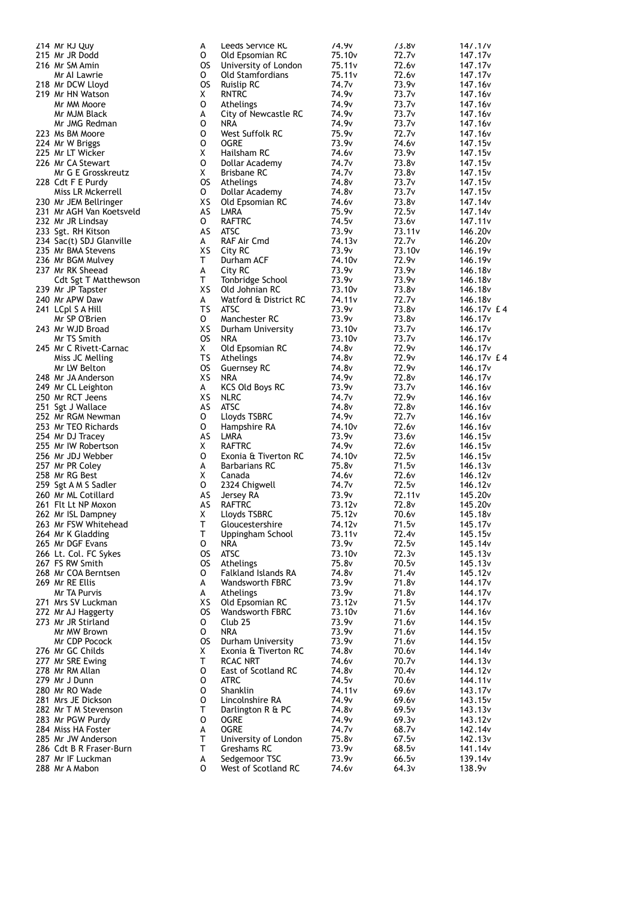| | | | | | | |
|---|---|---|---|---|---|---|
| 214 | Mr RJ Quy | A | Leeds Service RC | 74.9v | 73.8v | 147.17v |
| 215 | Mr JR Dodd | O | Old Epsomian RC | 75.10v | 72.7v | 147.17v |
| 216 | Mr SM Amin | OS | University of London | 75.11v | 72.6v | 147.17v |
| | Mr AI Lawrie | O | Old Stamfordians | 75.11v | 72.6v | 147.17v |
| 218 | Mr DCW Lloyd | OS | Ruislip RC | 74.7v | 73.9v | 147.16v |
| 219 | Mr HN Watson | X | RNTRC | 74.9v | 73.7v | 147.16v |
| | Mr MM Moore | O | Athelings | 74.9v | 73.7v | 147.16v |
| | Mr MJM Black | A | City of Newcastle RC | 74.9v | 73.7v | 147.16v |
| | Mr JMG Redman | O | NRA | 74.9v | 73.7v | 147.16v |
| 223 | Ms BM Moore | O | West Suffolk RC | 75.9v | 72.7v | 147.16v |
| 224 | Mr W Briggs | O | OGRE | 73.9v | 74.6v | 147.15v |
| 225 | Mr LT Wicker | X | Hailsham RC | 74.6v | 73.9v | 147.15v |
| 226 | Mr CA Stewart | O | Dollar Academy | 74.7v | 73.8v | 147.15v |
| | Mr G E Grosskreutz | X | Brisbane RC | 74.7v | 73.8v | 147.15v |
| 228 | Cdt F E Purdy | OS | Athelings | 74.8v | 73.7v | 147.15v |
| | Miss LR Mckerrell | O | Dollar Academy | 74.8v | 73.7v | 147.15v |
| 230 | Mr JEM Bellringer | XS | Old Epsomian RC | 74.6v | 73.8v | 147.14v |
| 231 | Mr AGH Van Koetsveld | AS | LMRA | 75.9v | 72.5v | 147.14v |
| 232 | Mr JR Lindsay | O | RAFTRC | 74.5v | 73.6v | 147.11v |
| 233 | Sgt. RH Kitson | AS | ATSC | 73.9v | 73.11v | 146.20v |
| 234 | Sac(t) SDJ Glanville | A | RAF Air Cmd | 74.13v | 72.7v | 146.20v |
| 235 | Mr BMA Stevens | XS | City RC | 73.9v | 73.10v | 146.19v |
| 236 | Mr BGM Mulvey | T | Durham ACF | 74.10v | 72.9v | 146.19v |
| 237 | Mr RK Sheead | A | City RC | 73.9v | 73.9v | 146.18v |
| | Cdt Sgt T Matthewson | T | Tonbridge School | 73.9v | 73.9v | 146.18v |
| 239 | Mr JP Tapster | XS | Old Johnian RC | 73.10v | 73.8v | 146.18v |
| 240 | Mr APW Daw | A | Watford & District RC | 74.11v | 72.7v | 146.18v |
| 241 | LCpl S A Hill | TS | ATSC | 73.9v | 73.8v | 146.17v £ 4 |
| | Mr SP O'Brien | O | Manchester RC | 73.9v | 73.8v | 146.17v |
| 243 | Mr WJD Broad | XS | Durham University | 73.10v | 73.7v | 146.17v |
| | Mr TS Smith | OS | NRA | 73.10v | 73.7v | 146.17v |
| 245 | Mr C Rivett-Carnac | X | Old Epsomian RC | 74.8v | 72.9v | 146.17v |
| | Miss JC Melling | TS | Athelings | 74.8v | 72.9v | 146.17v £ 4 |
| | Mr LW Belton | OS | Guernsey RC | 74.8v | 72.9v | 146.17v |
| 248 | Mr JA Anderson | XS | NRA | 74.9v | 72.8v | 146.17v |
| 249 | Mr CL Leighton | A | KCS Old Boys RC | 73.9v | 73.7v | 146.16v |
| 250 | Mr RCT Jeens | XS | NLRC | 74.7v | 72.9v | 146.16v |
| 251 | Sgt J Wallace | AS | ATSC | 74.8v | 72.8v | 146.16v |
| 252 | Mr RGM Newman | O | Lloyds TSBRC | 74.9v | 72.7v | 146.16v |
| 253 | Mr TEO Richards | O | Hampshire RA | 74.10v | 72.6v | 146.16v |
| 254 | Mr DJ Tracey | AS | LMRA | 73.9v | 73.6v | 146.15v |
| 255 | Mr IW Robertson | X | RAFTRC | 74.9v | 72.6v | 146.15v |
| 256 | Mr JDJ Webber | O | Exonia & Tiverton RC | 74.10v | 72.5v | 146.15v |
| 257 | Mr PR Coley | A | Barbarians RC | 75.8v | 71.5v | 146.13v |
| 258 | Mr RG Best | X | Canada | 74.6v | 72.6v | 146.12v |
| 259 | Sgt A M S Sadler | O | 2324 Chigwell | 74.7v | 72.5v | 146.12v |
| 260 | Mr ML Cotillard | AS | Jersey RA | 73.9v | 72.11v | 145.20v |
| 261 | Flt Lt NP Moxon | AS | RAFTRC | 73.12v | 72.8v | 145.20v |
| 262 | Mr ISL Dampney | X | Lloyds TSBRC | 75.12v | 70.6v | 145.18v |
| 263 | Mr FSW Whitehead | T | Gloucestershire | 74.12v | 71.5v | 145.17v |
| 264 | Mr K Gladding | T | Uppingham School | 73.11v | 72.4v | 145.15v |
| 265 | Mr DGF Evans | O | NRA | 73.9v | 72.5v | 145.14v |
| 266 | Lt. Col. FC Sykes | OS | ATSC | 73.10v | 72.3v | 145.13v |
| 267 | FS RW Smith | OS | Athelings | 75.8v | 70.5v | 145.13v |
| 268 | Mr COA Berntsen | O | Falkland Islands RA | 74.8v | 71.4v | 145.12v |
| 269 | Mr RE Ellis | A | Wandsworth FBRC | 73.9v | 71.8v | 144.17v |
| | Mr TA Purvis | A | Athelings | 73.9v | 71.8v | 144.17v |
| 271 | Mrs SV Luckman | XS | Old Epsomian RC | 73.12v | 71.5v | 144.17v |
| 272 | Mr AJ Haggerty | OS | Wandsworth FBRC | 73.10v | 71.6v | 144.16v |
| 273 | Mr JR Stirland | O | Club 25 | 73.9v | 71.6v | 144.15v |
| | Mr MW Brown | O | NRA | 73.9v | 71.6v | 144.15v |
| | Mr CDP Pocock | OS | Durham University | 73.9v | 71.6v | 144.15v |
| 276 | Mr GC Childs | X | Exonia & Tiverton RC | 74.8v | 70.6v | 144.14v |
| 277 | Mr SRE Ewing | T | RCAC NRT | 74.6v | 70.7v | 144.13v |
| 278 | Mr RM Allan | O | East of Scotland RC | 74.8v | 70.4v | 144.12v |
| 279 | Mr J Dunn | O | ATRC | 74.5v | 70.6v | 144.11v |
| 280 | Mr RO Wade | O | Shanklin | 74.11v | 69.6v | 143.17v |
| 281 | Mrs JE Dickson | O | Lincolnshire RA | 74.9v | 69.6v | 143.15v |
| 282 | Mr T M Stevenson | T | Darlington R & PC | 74.8v | 69.5v | 143.13v |
| 283 | Mr PGW Purdy | O | OGRE | 74.9v | 69.3v | 143.12v |
| 284 | Miss HA Foster | A | OGRE | 74.7v | 68.7v | 142.14v |
| 285 | Mr JW Anderson | T | University of London | 75.8v | 67.5v | 142.13v |
| 286 | Cdt B R Fraser-Burn | T | Greshams RC | 73.9v | 68.5v | 141.14v |
| 287 | Mr IF Luckman | A | Sedgemoor TSC | 73.9v | 66.5v | 139.14v |
| 288 | Mr A Mabon | O | West of Scotland RC | 74.6v | 64.3v | 138.9v |